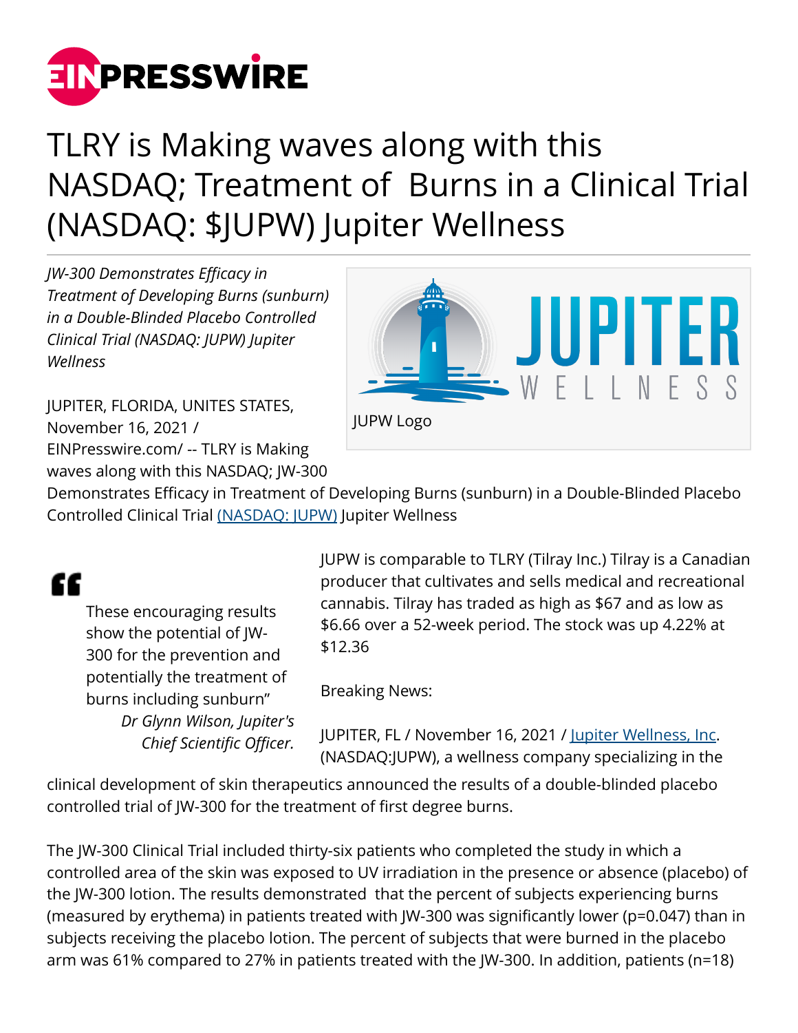# TLRY is Making waves along with this NASDAQ; Treatment of Burns in a Clinical Trial (NASDAQ: $JUPW) Jupiter Wellness

*JW-300 Demonstrates Efficacy in Treatment of Developing Burns (sunburn) in a Double-Blinded Placebo Controlled Clinical Trial (NASDAQ: JUPW) Jupiter Wellness*

JUPW Logo

JUPITER, FLORIDA, UNITES STATES, November 16, 2021 / EINPresswire.com/ -- TLRY is Making waves along with this NASDAQ; JW-300 Demonstrates Efficacy in Treatment of Developing Burns (sunburn) in a Double-Blinded Placebo Controlled Clinical Trial [(NASDAQ: JUPW)](#) Jupiter Wellness

> These encouraging results show the potential of JW-300 for the prevention and potentially the treatment of burns including sunburn"
>
> *Dr Glynn Wilson, Jupiter's Chief Scientific Officer.*

JUPW is comparable to TLRY (Tilray Inc.) Tilray is a Canadian producer that cultivates and sells medical and recreational cannabis. Tilray has traded as high as $67 and as low as $6.66 over a 52-week period. The stock was up 4.22% at $12.36

Breaking News:

JUPITER, FL / November 16, 2021 / [Jupiter Wellness, Inc](#). (NASDAQ:JUPW), a wellness company specializing in the clinical development of skin therapeutics announced the results of a double-blinded placebo controlled trial of JW-300 for the treatment of first degree burns.

The JW-300 Clinical Trial included thirty-six patients who completed the study in which a controlled area of the skin was exposed to UV irradiation in the presence or absence (placebo) of the JW-300 lotion. The results demonstrated that the percent of subjects experiencing burns (measured by erythema) in patients treated with JW-300 was significantly lower ($p=0.047$) than in subjects receiving the placebo lotion. The percent of subjects that were burned in the placebo arm was 61% compared to 27% in patients treated with the JW-300. In addition, patients ($n=18$)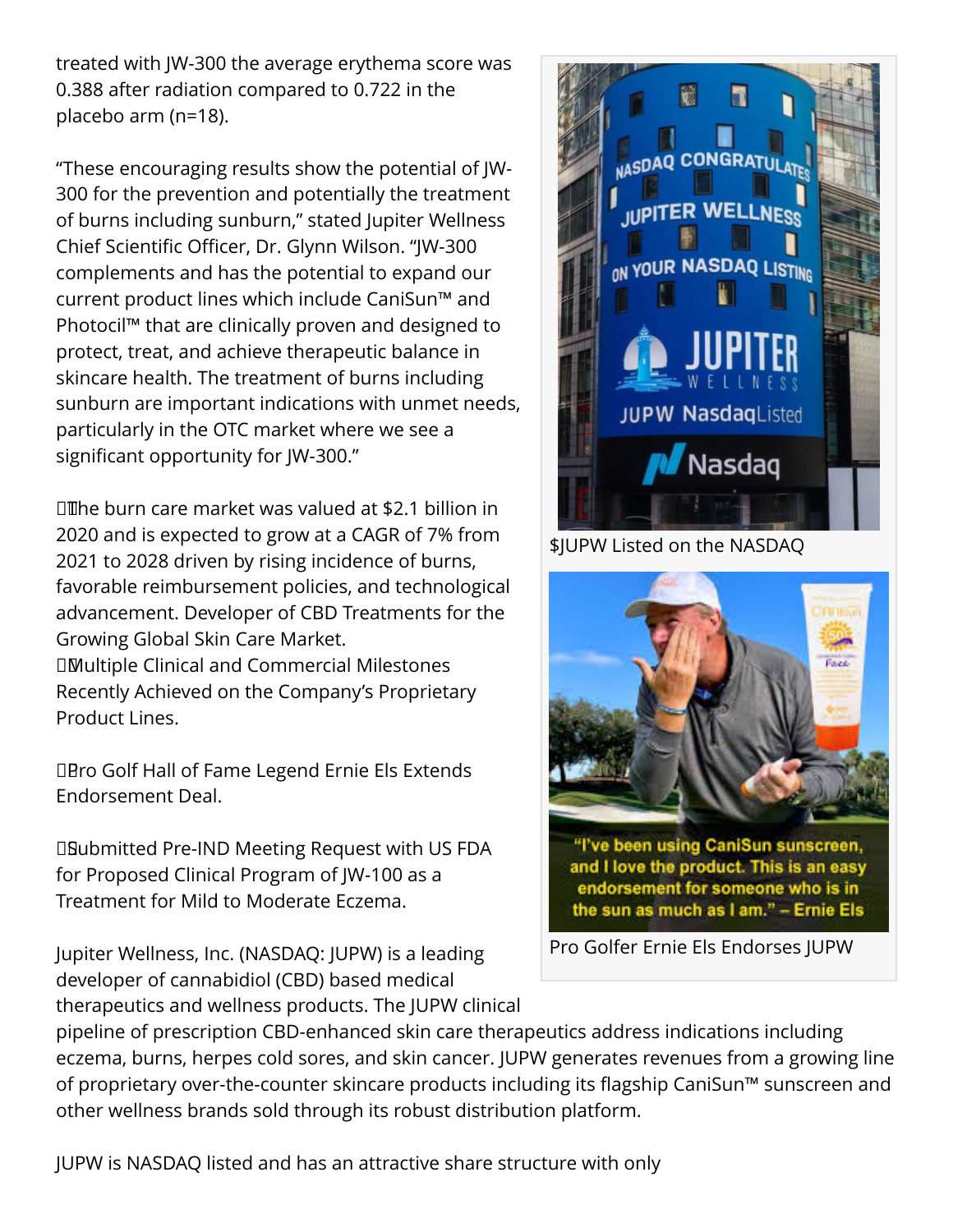treated with JW-300 the average erythema score was 0.388 after radiation compared to 0.722 in the placebo arm (n=18).

"These encouraging results show the potential of JW-300 for the prevention and potentially the treatment of burns including sunburn," stated Jupiter Wellness Chief Scientific Officer, Dr. Glynn Wilson. "JW-300 complements and has the potential to expand our current product lines which include CaniSun™ and Photocil™ that are clinically proven and designed to protect, treat, and achieve therapeutic balance in skincare health. The treatment of burns including sunburn are important indications with unmet needs, particularly in the OTC market where we see a significant opportunity for JW-300."

The burn care market was valued at $2.1 billion in 2020 and is expected to grow at a CAGR of 7% from 2021 to 2028 driven by rising incidence of burns, favorable reimbursement policies, and technological advancement. Developer of CBD Treatments for the Growing Global Skin Care Market.
Multiple Clinical and Commercial Milestones Recently Achieved on the Company's Proprietary Product Lines.

Pro Golf Hall of Fame Legend Ernie Els Extends Endorsement Deal.

Submitted Pre-IND Meeting Request with US FDA for Proposed Clinical Program of JW-100 as a Treatment for Mild to Moderate Eczema.

$JUPW Listed on the NASDAQ

Pro Golfer Ernie Els Endorses JUPW

Jupiter Wellness, Inc. (NASDAQ: JUPW) is a leading developer of cannabidiol (CBD) based medical therapeutics and wellness products. The JUPW clinical pipeline of prescription CBD-enhanced skin care therapeutics address indications including eczema, burns, herpes cold sores, and skin cancer. JUPW generates revenues from a growing line of proprietary over-the-counter skincare products including its flagship CaniSun™ sunscreen and other wellness brands sold through its robust distribution platform.

JUPW is NASDAQ listed and has an attractive share structure with only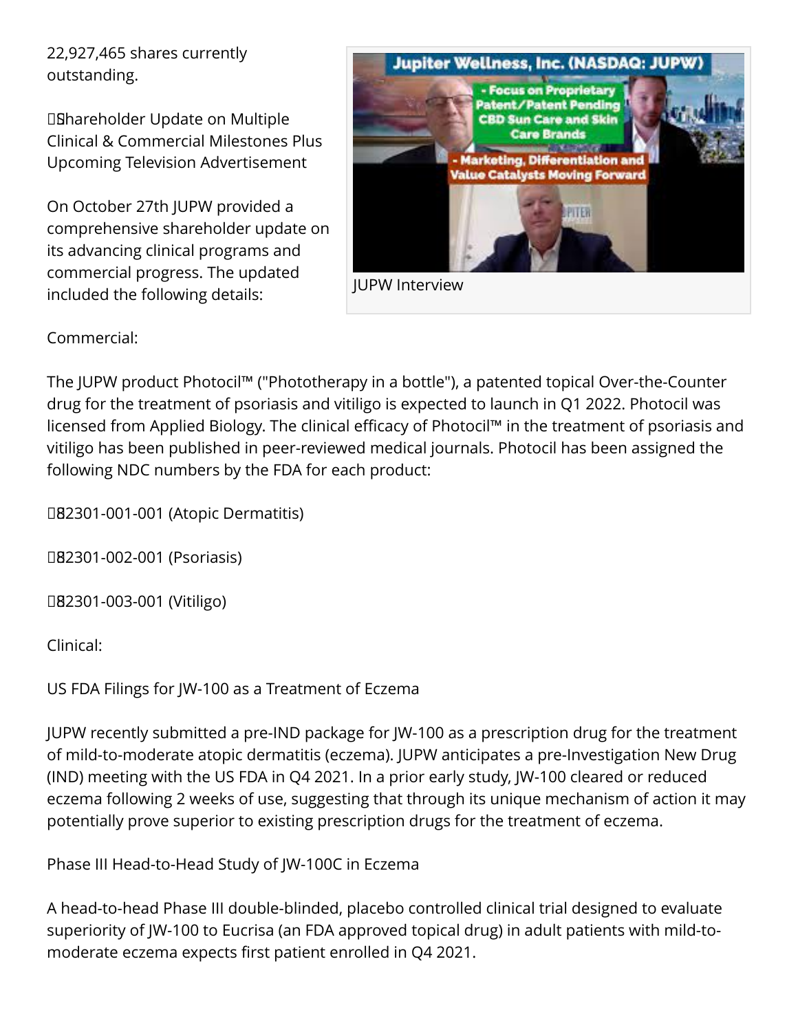22,927,465 shares currently outstanding.

Shareholder Update on Multiple Clinical & Commercial Milestones Plus Upcoming Television Advertisement

On October 27th JUPW provided a comprehensive shareholder update on its advancing clinical programs and commercial progress. The updated included the following details:

JUPW Interview

Commercial:

The JUPW product Photocil™ ("Phototherapy in a bottle"), a patented topical Over-the-Counter drug for the treatment of psoriasis and vitiligo is expected to launch in Q1 2022. Photocil was licensed from Applied Biology. The clinical efficacy of Photocil™ in the treatment of psoriasis and vitiligo has been published in peer-reviewed medical journals. Photocil has been assigned the following NDC numbers by the FDA for each product:

82301-001-001 (Atopic Dermatitis)

82301-002-001 (Psoriasis)

82301-003-001 (Vitiligo)

Clinical:

US FDA Filings for JW-100 as a Treatment of Eczema

JUPW recently submitted a pre-IND package for JW-100 as a prescription drug for the treatment of mild-to-moderate atopic dermatitis (eczema). JUPW anticipates a pre-Investigation New Drug (IND) meeting with the US FDA in Q4 2021. In a prior early study, JW-100 cleared or reduced eczema following 2 weeks of use, suggesting that through its unique mechanism of action it may potentially prove superior to existing prescription drugs for the treatment of eczema.

Phase III Head-to-Head Study of JW-100C in Eczema

A head-to-head Phase III double-blinded, placebo controlled clinical trial designed to evaluate superiority of JW-100 to Eucrisa (an FDA approved topical drug) in adult patients with mild-to-moderate eczema expects first patient enrolled in Q4 2021.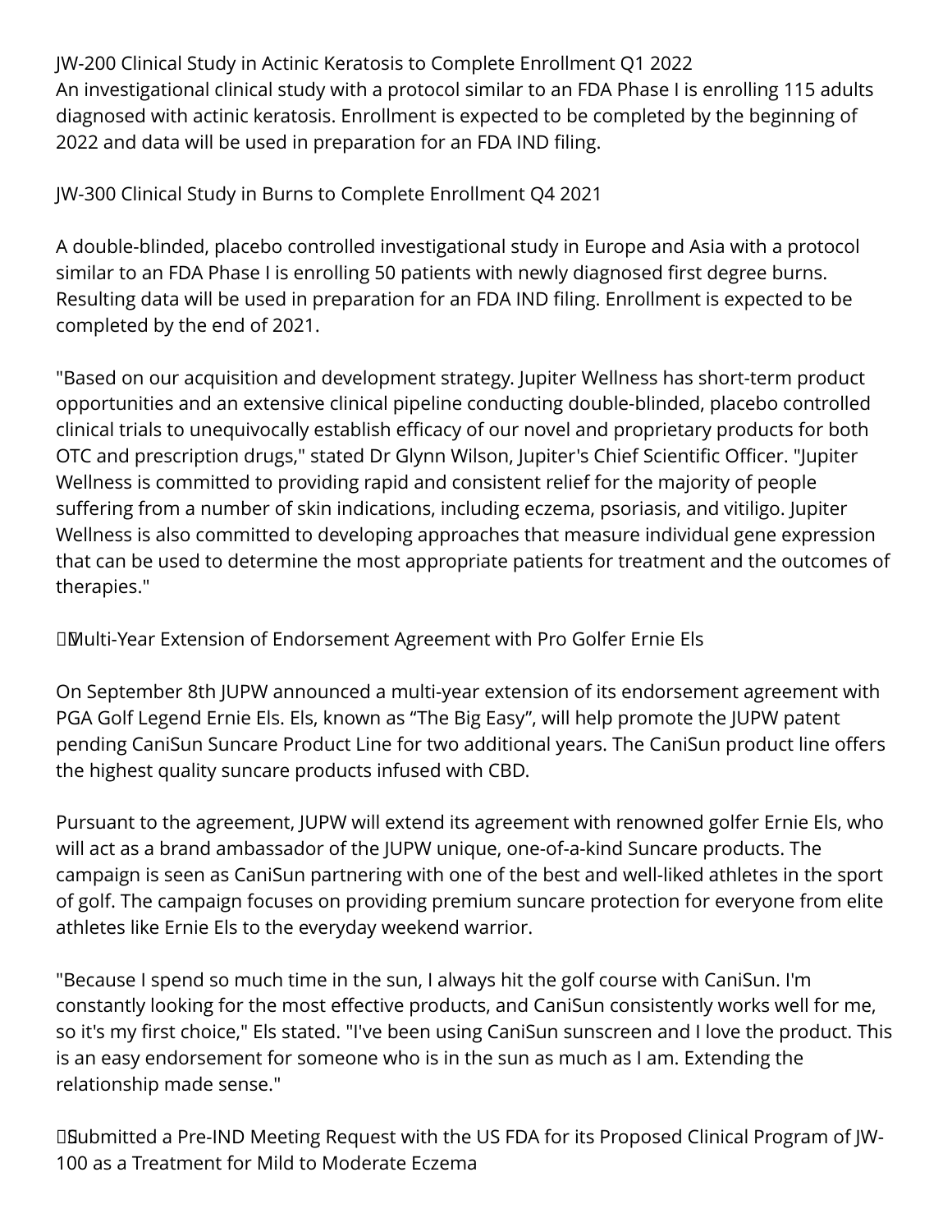JW-200 Clinical Study in Actinic Keratosis to Complete Enrollment Q1 2022
An investigational clinical study with a protocol similar to an FDA Phase I is enrolling 115 adults diagnosed with actinic keratosis. Enrollment is expected to be completed by the beginning of 2022 and data will be used in preparation for an FDA IND filing.

JW-300 Clinical Study in Burns to Complete Enrollment Q4 2021

A double-blinded, placebo controlled investigational study in Europe and Asia with a protocol similar to an FDA Phase I is enrolling 50 patients with newly diagnosed first degree burns. Resulting data will be used in preparation for an FDA IND filing. Enrollment is expected to be completed by the end of 2021.

"Based on our acquisition and development strategy. Jupiter Wellness has short-term product opportunities and an extensive clinical pipeline conducting double-blinded, placebo controlled clinical trials to unequivocally establish efficacy of our novel and proprietary products for both OTC and prescription drugs," stated Dr Glynn Wilson, Jupiter's Chief Scientific Officer. "Jupiter Wellness is committed to providing rapid and consistent relief for the majority of people suffering from a number of skin indications, including eczema, psoriasis, and vitiligo. Jupiter Wellness is also committed to developing approaches that measure individual gene expression that can be used to determine the most appropriate patients for treatment and the outcomes of therapies."

Multi-Year Extension of Endorsement Agreement with Pro Golfer Ernie Els

On September 8th JUPW announced a multi-year extension of its endorsement agreement with PGA Golf Legend Ernie Els. Els, known as “The Big Easy”, will help promote the JUPW patent pending CaniSun Suncare Product Line for two additional years. The CaniSun product line offers the highest quality suncare products infused with CBD.

Pursuant to the agreement, JUPW will extend its agreement with renowned golfer Ernie Els, who will act as a brand ambassador of the JUPW unique, one-of-a-kind Suncare products. The campaign is seen as CaniSun partnering with one of the best and well-liked athletes in the sport of golf. The campaign focuses on providing premium suncare protection for everyone from elite athletes like Ernie Els to the everyday weekend warrior.

"Because I spend so much time in the sun, I always hit the golf course with CaniSun. I'm constantly looking for the most effective products, and CaniSun consistently works well for me, so it's my first choice," Els stated. "I've been using CaniSun sunscreen and I love the product. This is an easy endorsement for someone who is in the sun as much as I am. Extending the relationship made sense."

Submitted a Pre-IND Meeting Request with the US FDA for its Proposed Clinical Program of JW-100 as a Treatment for Mild to Moderate Eczema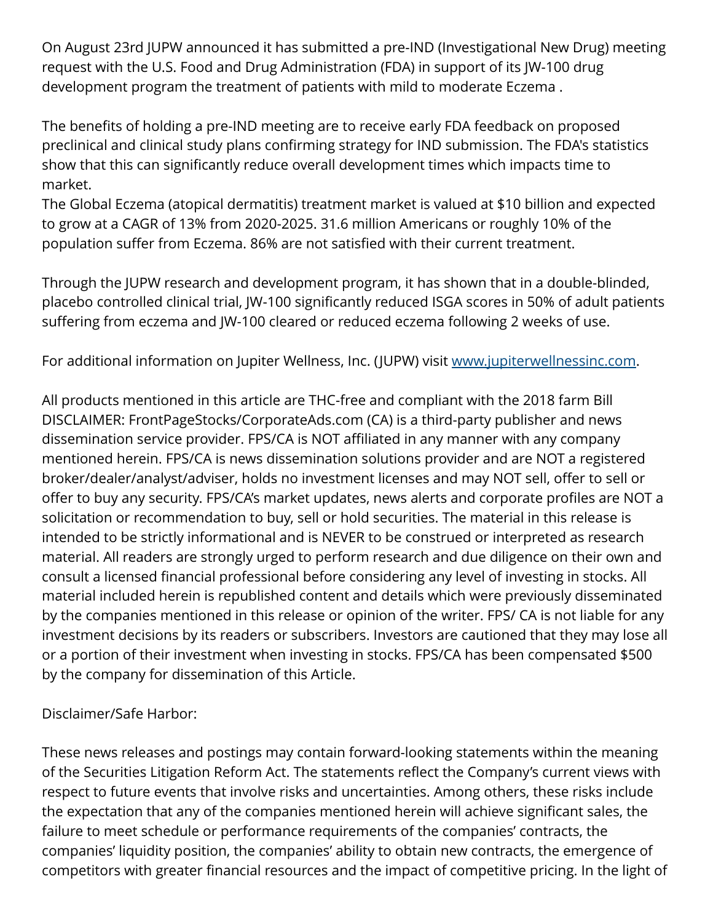On August 23rd JUPW announced it has submitted a pre-IND (Investigational New Drug) meeting request with the U.S. Food and Drug Administration (FDA) in support of its JW-100 drug development program the treatment of patients with mild to moderate Eczema .

The benefits of holding a pre-IND meeting are to receive early FDA feedback on proposed preclinical and clinical study plans confirming strategy for IND submission. The FDA's statistics show that this can significantly reduce overall development times which impacts time to market.
The Global Eczema (atopical dermatitis) treatment market is valued at $10 billion and expected to grow at a CAGR of 13% from 2020-2025. 31.6 million Americans or roughly 10% of the population suffer from Eczema. 86% are not satisfied with their current treatment.

Through the JUPW research and development program, it has shown that in a double-blinded, placebo controlled clinical trial, JW-100 significantly reduced ISGA scores in 50% of adult patients suffering from eczema and JW-100 cleared or reduced eczema following 2 weeks of use.

For additional information on Jupiter Wellness, Inc. (JUPW) visit [www.jupiterwellnessinc.com](http://www.jupiterwellnessinc.com).

All products mentioned in this article are THC-free and compliant with the 2018 farm Bill
DISCLAIMER: FrontPageStocks/CorporateAds.com (CA) is a third-party publisher and news dissemination service provider. FPS/CA is NOT affiliated in any manner with any company mentioned herein. FPS/CA is news dissemination solutions provider and are NOT a registered broker/dealer/analyst/adviser, holds no investment licenses and may NOT sell, offer to sell or offer to buy any security. FPS/CA's market updates, news alerts and corporate profiles are NOT a solicitation or recommendation to buy, sell or hold securities. The material in this release is intended to be strictly informational and is NEVER to be construed or interpreted as research material. All readers are strongly urged to perform research and due diligence on their own and consult a licensed financial professional before considering any level of investing in stocks. All material included herein is republished content and details which were previously disseminated by the companies mentioned in this release or opinion of the writer. FPS/ CA is not liable for any investment decisions by its readers or subscribers. Investors are cautioned that they may lose all or a portion of their investment when investing in stocks. FPS/CA has been compensated $500 by the company for dissemination of this Article.

Disclaimer/Safe Harbor:

These news releases and postings may contain forward-looking statements within the meaning of the Securities Litigation Reform Act. The statements reflect the Company's current views with respect to future events that involve risks and uncertainties. Among others, these risks include the expectation that any of the companies mentioned herein will achieve significant sales, the failure to meet schedule or performance requirements of the companies' contracts, the companies' liquidity position, the companies' ability to obtain new contracts, the emergence of competitors with greater financial resources and the impact of competitive pricing. In the light of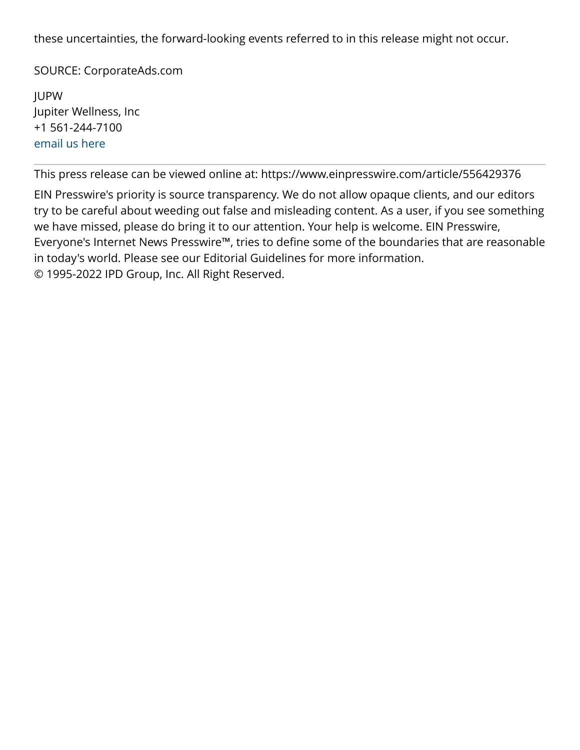these uncertainties, the forward-looking events referred to in this release might not occur.

SOURCE: CorporateAds.com

JUPW
Jupiter Wellness, Inc
+1 561-244-7100
email us here

---

This press release can be viewed online at: https://www.einpresswire.com/article/556429376

EIN Presswire's priority is source transparency. We do not allow opaque clients, and our editors try to be careful about weeding out false and misleading content. As a user, if you see something we have missed, please do bring it to our attention. Your help is welcome. EIN Presswire, Everyone's Internet News Presswire™, tries to define some of the boundaries that are reasonable in today's world. Please see our Editorial Guidelines for more information.
© 1995-2022 IPD Group, Inc. All Right Reserved.